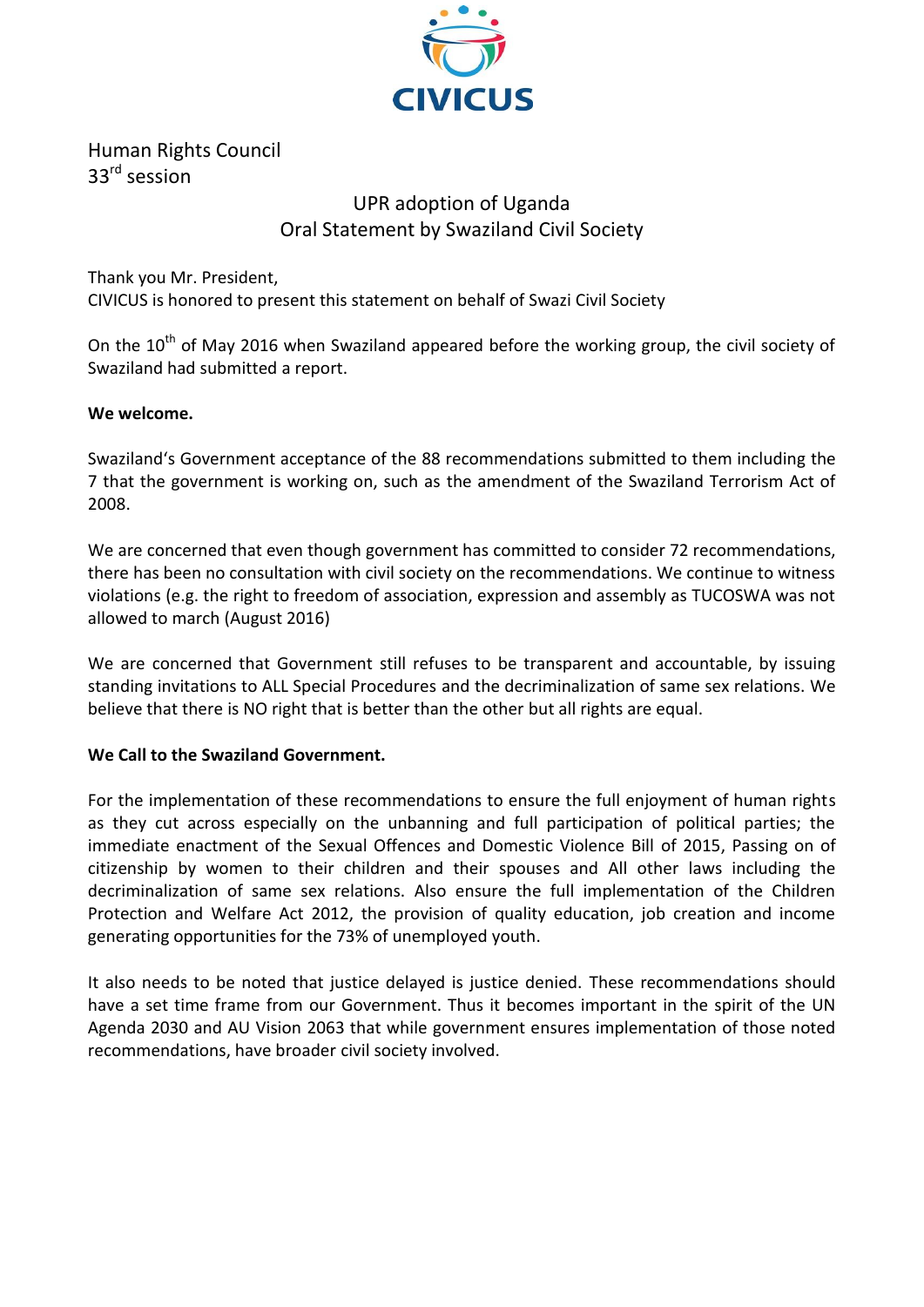Human Rights Council
33rd session

UPR adoption of Uganda
Oral Statement by Swaziland Civil Society

Thank you Mr. President,
CIVICUS is honored to present this statement on behalf of Swazi Civil Society

On the 10th of May 2016 when Swaziland appeared before the working group, the civil society of Swaziland had submitted a report.

**We welcome.**

Swaziland's Government acceptance of the 88 recommendations submitted to them including the 7 that the government is working on, such as the amendment of the Swaziland Terrorism Act of 2008.

We are concerned that even though government has committed to consider 72 recommendations, there has been no consultation with civil society on the recommendations. We continue to witness violations (e.g. the right to freedom of association, expression and assembly as TUCOSWA was not allowed to march (August 2016)

We are concerned that Government still refuses to be transparent and accountable, by issuing standing invitations to ALL Special Procedures and the decriminalization of same sex relations. We believe that there is NO right that is better than the other but all rights are equal.

**We Call to the Swaziland Government.**

For the implementation of these recommendations to ensure the full enjoyment of human rights as they cut across especially on the unbanning and full participation of political parties; the immediate enactment of the Sexual Offences and Domestic Violence Bill of 2015, Passing on of citizenship by women to their children and their spouses and All other laws including the decriminalization of same sex relations. Also ensure the full implementation of the Children Protection and Welfare Act 2012, the provision of quality education, job creation and income generating opportunities for the 73% of unemployed youth.

It also needs to be noted that justice delayed is justice denied. These recommendations should have a set time frame from our Government. Thus it becomes important in the spirit of the UN Agenda 2030 and AU Vision 2063 that while government ensures implementation of those noted recommendations, have broader civil society involved.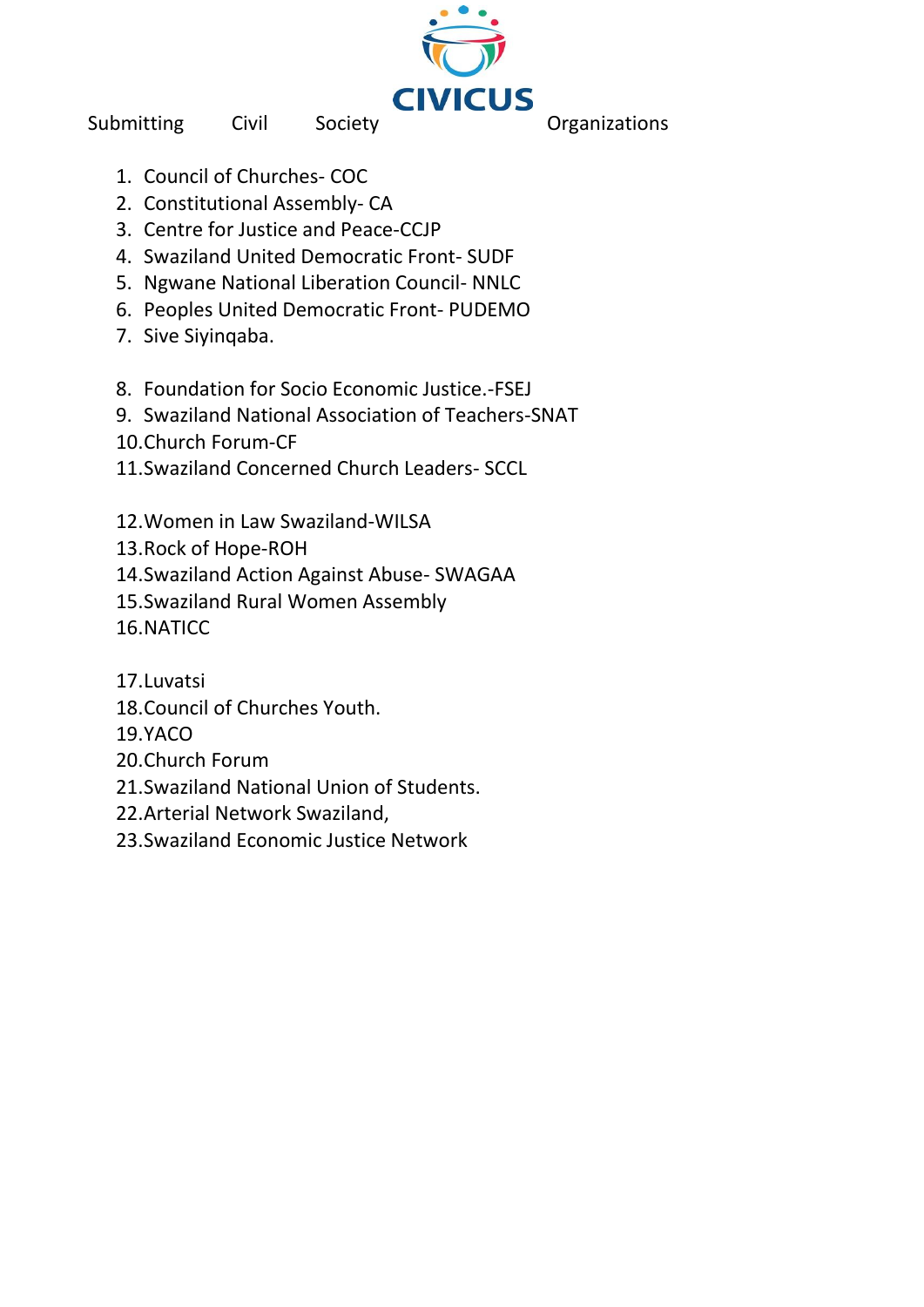CIVICUS

Submitting Civil Society Organizations

1. Council of Churches- COC
2. Constitutional Assembly- CA
3. Centre for Justice and Peace-CCJP
4. Swaziland United Democratic Front- SUDF
5. Ngwane National Liberation Council- NNLC
6. Peoples United Democratic Front- PUDEMO
7. Sive Siyinqaba.

8. Foundation for Socio Economic Justice.-FSEJ
9. Swaziland National Association of Teachers-SNAT
10. Church Forum-CF
11. Swaziland Concerned Church Leaders- SCCL

12. Women in Law Swaziland-WILSA
13. Rock of Hope-ROH
14. Swaziland Action Against Abuse- SWAGAA
15. Swaziland Rural Women Assembly
16. NATICC

17. Luvatsi
18. Council of Churches Youth.
19. YACO
20. Church Forum
21. Swaziland National Union of Students.
22. Arterial Network Swaziland,
23. Swaziland Economic Justice Network